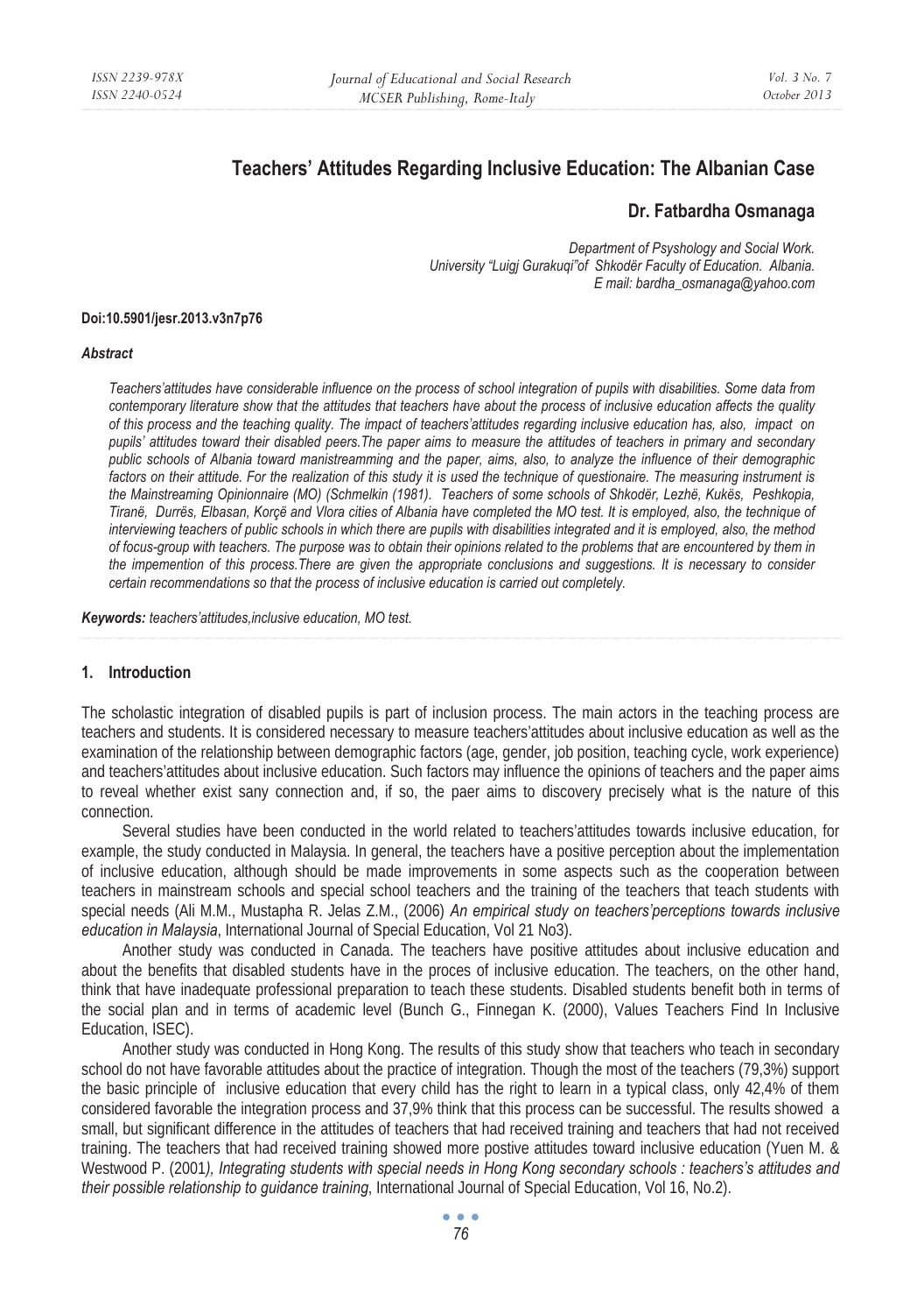# Teachers' Attitudes Regarding Inclusive Education: The Albanian Case

**Dr. Fatbardha Osmanaga**

*Department of Psychology and Social Work.*
*University "Luigj Gurakuqi"of Shkodër Faculty of Education. Albania.*
*E mail: bardha_osmanaga@yahoo.com*

**Doi:10.5901/jesr.2013.v3n7p76**

***Abstract***

*Teachers'attitudes have considerable influence on the process of school integration of pupils with disabilities. Some data from contemporary literature show that the attitudes that teachers have about the process of inclusive education affects the quality of this process and the teaching quality. The impact of teachers'attitudes regarding inclusive education has, also, impact on pupils' attitudes toward their disabled peers.The paper aims to measure the attitudes of teachers in primary and secondary public schools of Albania toward manistreamming and the paper, aims, also, to analyze the influence of their demographic factors on their attitude. For the realization of this study it is used the technique of questionaire. The measuring instrument is the Mainstreaming Opinionnaire (MO) (Schmelkin (1981). Teachers of some schools of Shkodër, Lezhë, Kukës, Peshkopia, Tiranë, Durrës, Elbasan, Korçë and Vlora cities of Albania have completed the MO test. It is employed, also, the technique of interviewing teachers of public schools in which there are pupils with disabilities integrated and it is employed, also, the method of focus-group with teachers. The purpose was to obtain their opinions related to the problems that are encountered by them in the impemention of this process.There are given the appropriate conclusions and suggestions. It is necessary to consider certain recommendations so that the process of inclusive education is carried out completely.*

***Keywords:*** *teachers'attitudes,inclusive education, MO test.*

## 1. Introduction

The scholastic integration of disabled pupils is part of inclusion process. The main actors in the teaching process are teachers and students. It is considered necessary to measure teachers'attitudes about inclusive education as well as the examination of the relationship between demographic factors (age, gender, job position, teaching cycle, work experience) and teachers'attitudes about inclusive education. Such factors may influence the opinions of teachers and the paper aims to reveal whether exist sany connection and, if so, the paer aims to discovery precisely what is the nature of this connection.

Several studies have been conducted in the world related to teachers'attitudes towards inclusive education, for example, the study conducted in Malaysia. In general, the teachers have a positive perception about the implementation of inclusive education, although should be made improvements in some aspects such as the cooperation between teachers in mainstream schools and special school teachers and the training of the teachers that teach students with special needs (Ali M.M., Mustapha R. Jelas Z.M., (2006) *An empirical study on teachers'perceptions towards inclusive education in Malaysia*, International Journal of Special Education, Vol 21 No3).

Another study was conducted in Canada. The teachers have positive attitudes about inclusive education and about the benefits that disabled students have in the proces of inclusive education. The teachers, on the other hand, think that have inadequate professional preparation to teach these students. Disabled students benefit both in terms of the social plan and in terms of academic level (Bunch G., Finnegan K. (2000), Values Teachers Find In Inclusive Education, ISEC).

Another study was conducted in Hong Kong. The results of this study show that teachers who teach in secondary school do not have favorable attitudes about the practice of integration. Though the most of the teachers (79,3%) support the basic principle of inclusive education that every child has the right to learn in a typical class, only 42,4% of them considered favorable the integration process and 37,9% think that this process can be successful. The results showed a small, but significant difference in the attitudes of teachers that had received training and teachers that had not received training. The teachers that had received training showed more postive attitudes toward inclusive education (Yuen M. & Westwood P. (2001*), Integrating students with special needs in Hong Kong secondary schools : teachers's attitudes and their possible relationship to guidance training*, International Journal of Special Education, Vol 16, No.2).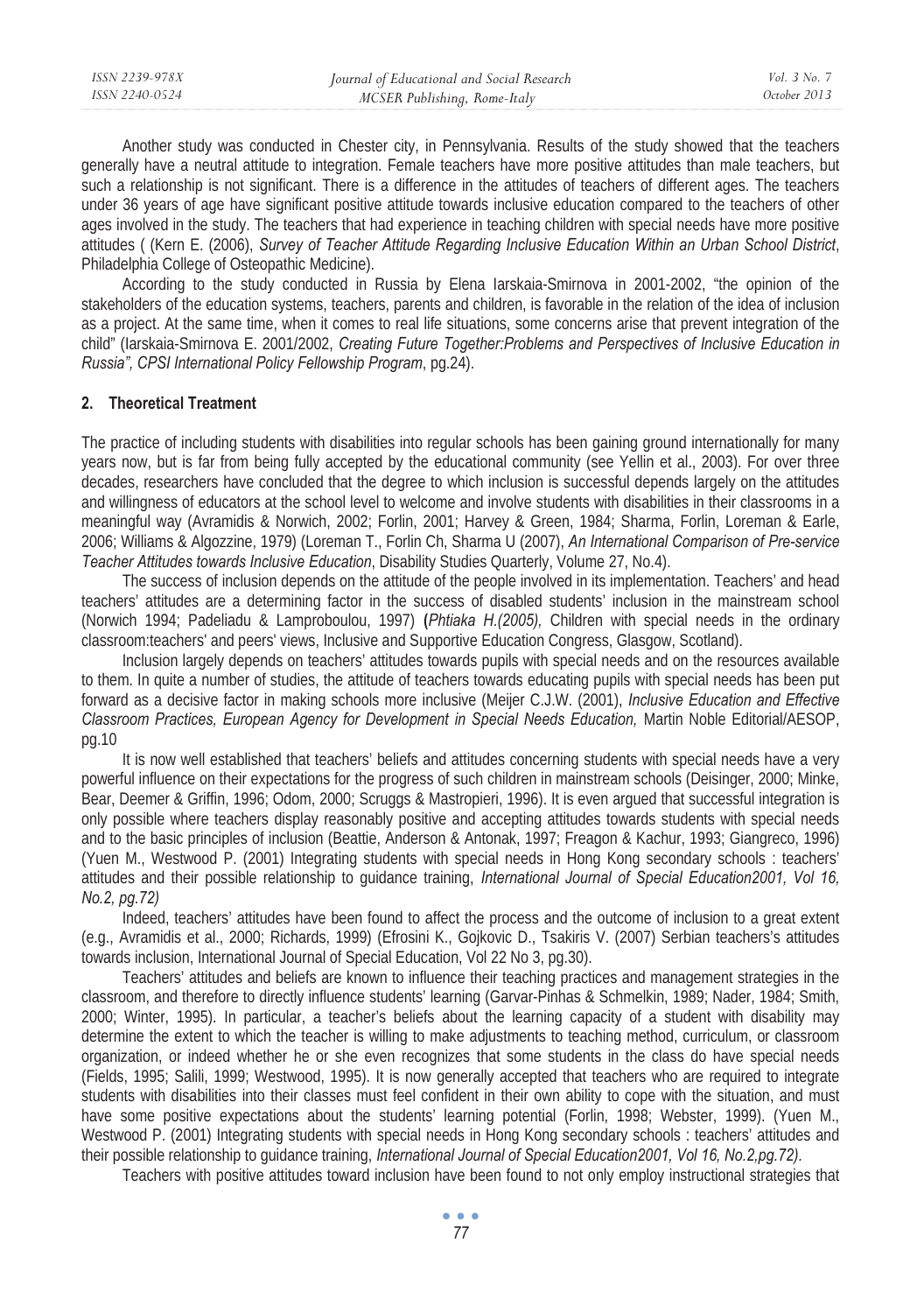Another study was conducted in Chester city, in Pennsylvania. Results of the study showed that the teachers generally have a neutral attitude to integration. Female teachers have more positive attitudes than male teachers, but such a relationship is not significant. There is a difference in the attitudes of teachers of different ages. The teachers under 36 years of age have significant positive attitude towards inclusive education compared to the teachers of other ages involved in the study. The teachers that had experience in teaching children with special needs have more positive attitudes ( (Kern E. (2006), *Survey of Teacher Attitude Regarding Inclusive Education Within an Urban School District*, Philadelphia College of Osteopathic Medicine).

According to the study conducted in Russia by Elena Iarskaia-Smirnova in 2001-2002, "the opinion of the stakeholders of the education systems, teachers, parents and children, is favorable in the relation of the idea of inclusion as a project. At the same time, when it comes to real life situations, some concerns arise that prevent integration of the child" (Iarskaia-Smirnova E. 2001/2002, *Creating Future Together:Problems and Perspectives of Inclusive Education in Russia", CPSI International Policy Fellowship Program*, pg.24).

## 2. Theoretical Treatment

The practice of including students with disabilities into regular schools has been gaining ground internationally for many years now, but is far from being fully accepted by the educational community (see Yellin et al., 2003). For over three decades, researchers have concluded that the degree to which inclusion is successful depends largely on the attitudes and willingness of educators at the school level to welcome and involve students with disabilities in their classrooms in a meaningful way (Avramidis & Norwich, 2002; Forlin, 2001; Harvey & Green, 1984; Sharma, Forlin, Loreman & Earle, 2006; Williams & Algozzine, 1979) (Loreman T., Forlin Ch, Sharma U (2007), *An International Comparison of Pre-service Teacher Attitudes towards Inclusive Education*, Disability Studies Quarterly, Volume 27, No.4).

The success of inclusion depends on the attitude of the people involved in its implementation. Teachers' and head teachers' attitudes are a determining factor in the success of disabled students' inclusion in the mainstream school (Norwich 1994; Padeliadu & Lamproboulou, 1997) **(***Phtiaka H.(2005),* Children with special needs in the ordinary classroom:teachers' and peers' views, Inclusive and Supportive Education Congress, Glasgow, Scotland).

Inclusion largely depends on teachers' attitudes towards pupils with special needs and on the resources available to them. In quite a number of studies, the attitude of teachers towards educating pupils with special needs has been put forward as a decisive factor in making schools more inclusive (Meijer C.J.W. (2001), *Inclusive Education and Effective Classroom Practices, European Agency for Development in Special Needs Education,* Martin Noble Editorial/AESOP, pg.10

It is now well established that teachers' beliefs and attitudes concerning students with special needs have a very powerful influence on their expectations for the progress of such children in mainstream schools (Deisinger, 2000; Minke, Bear, Deemer & Griffin, 1996; Odom, 2000; Scruggs & Mastropieri, 1996). It is even argued that successful integration is only possible where teachers display reasonably positive and accepting attitudes towards students with special needs and to the basic principles of inclusion (Beattie, Anderson & Antonak, 1997; Freagon & Kachur, 1993; Giangreco, 1996) (Yuen M., Westwood P. (2001) Integrating students with special needs in Hong Kong secondary schools : teachers' attitudes and their possible relationship to guidance training, *International Journal of Special Education2001, Vol 16, No.2, pg.72)*

Indeed, teachers' attitudes have been found to affect the process and the outcome of inclusion to a great extent (e.g., Avramidis et al., 2000; Richards, 1999) (Efrosini K., Gojkovic D., Tsakiris V. (2007) Serbian teachers's attitudes towards inclusion, International Journal of Special Education, Vol 22 No 3, pg.30).

Teachers' attitudes and beliefs are known to influence their teaching practices and management strategies in the classroom, and therefore to directly influence students' learning (Garvar-Pinhas & Schmelkin, 1989; Nader, 1984; Smith, 2000; Winter, 1995). In particular, a teacher's beliefs about the learning capacity of a student with disability may determine the extent to which the teacher is willing to make adjustments to teaching method, curriculum, or classroom organization, or indeed whether he or she even recognizes that some students in the class do have special needs (Fields, 1995; Salili, 1999; Westwood, 1995). It is now generally accepted that teachers who are required to integrate students with disabilities into their classes must feel confident in their own ability to cope with the situation, and must have some positive expectations about the students' learning potential (Forlin, 1998; Webster, 1999). (Yuen M., Westwood P. (2001) Integrating students with special needs in Hong Kong secondary schools : teachers' attitudes and their possible relationship to guidance training, *International Journal of Special Education2001, Vol 16, No.2,pg.72).*

Teachers with positive attitudes toward inclusion have been found to not only employ instructional strategies that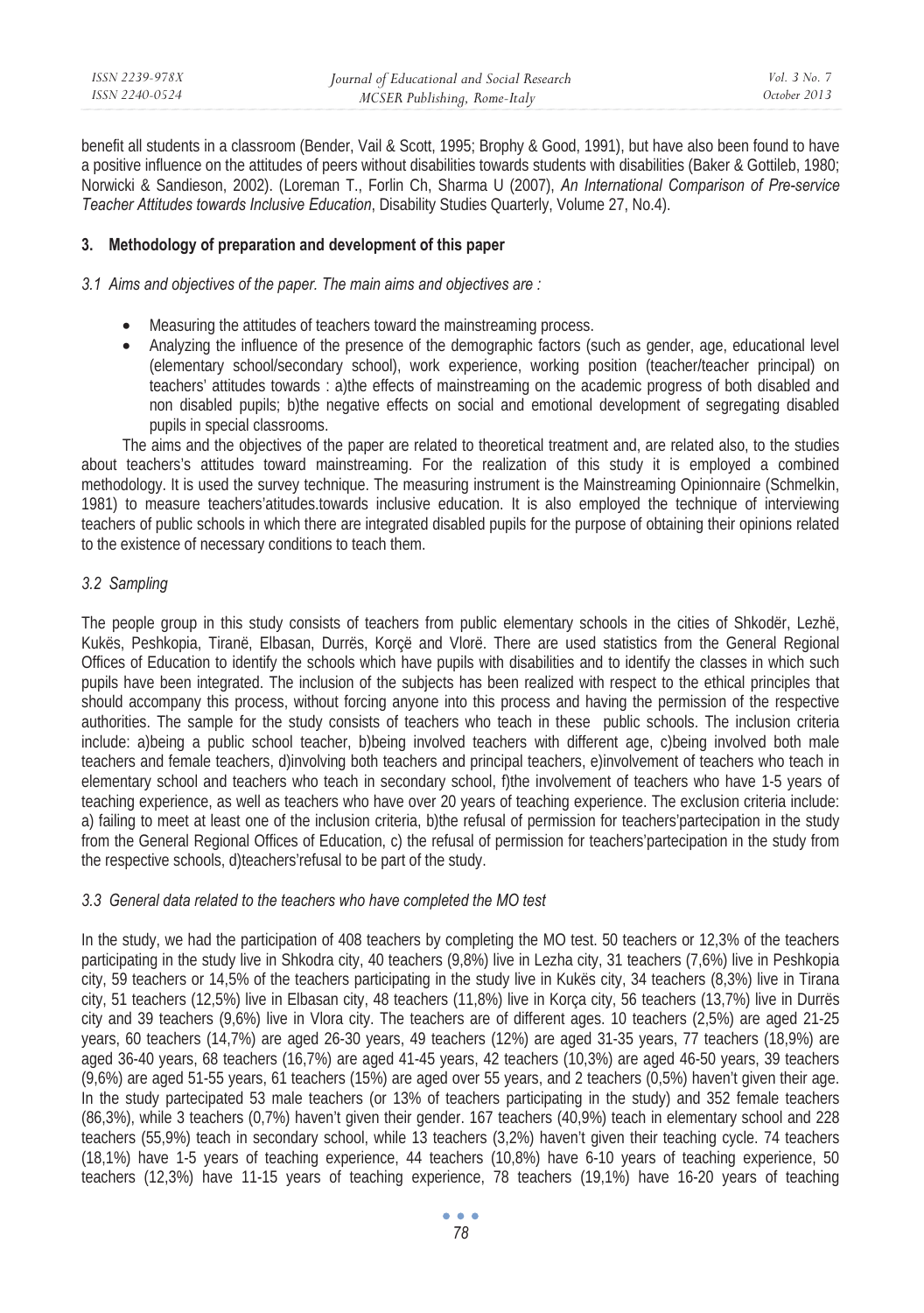benefit all students in a classroom (Bender, Vail & Scott, 1995; Brophy & Good, 1991), but have also been found to have a positive influence on the attitudes of peers without disabilities towards students with disabilities (Baker & Gottileb, 1980; Norwicki & Sandieson, 2002). (Loreman T., Forlin Ch, Sharma U (2007), *An International Comparison of Pre-service Teacher Attitudes towards Inclusive Education*, Disability Studies Quarterly, Volume 27, No.4).

## 3. Methodology of preparation and development of this paper

### *3.1 Aims and objectives of the paper. The main aims and objectives are :*

- Measuring the attitudes of teachers toward the mainstreaming process.
- Analyzing the influence of the presence of the demographic factors (such as gender, age, educational level (elementary school/secondary school), work experience, working position (teacher/teacher principal) on teachers' attitudes towards : a)the effects of mainstreaming on the academic progress of both disabled and non disabled pupils; b)the negative effects on social and emotional development of segregating disabled pupils in special classrooms.

The aims and the objectives of the paper are related to theoretical treatment and, are related also, to the studies about teachers's attitudes toward mainstreaming. For the realization of this study it is employed a combined methodology. It is used the survey technique. The measuring instrument is the Mainstreaming Opinionnaire (Schmelkin, 1981) to measure teachers'atitudes.towards inclusive education. It is also employed the technique of interviewing teachers of public schools in which there are integrated disabled pupils for the purpose of obtaining their opinions related to the existence of necessary conditions to teach them.

### *3.2 Sampling*

The people group in this study consists of teachers from public elementary schools in the cities of Shkodër, Lezhë, Kukës, Peshkopia, Tiranë, Elbasan, Durrës, Korçë and Vlorë. There are used statistics from the General Regional Offices of Education to identify the schools which have pupils with disabilities and to identify the classes in which such pupils have been integrated. The inclusion of the subjects has been realized with respect to the ethical principles that should accompany this process, without forcing anyone into this process and having the permission of the respective authorities. The sample for the study consists of teachers who teach in these public schools. The inclusion criteria include: a)being a public school teacher, b)being involved teachers with different age, c)being involved both male teachers and female teachers, d)involving both teachers and principal teachers, e)involvement of teachers who teach in elementary school and teachers who teach in secondary school, f)the involvement of teachers who have 1-5 years of teaching experience, as well as teachers who have over 20 years of teaching experience. The exclusion criteria include: a) failing to meet at least one of the inclusion criteria, b)the refusal of permission for teachers'partecipation in the study from the General Regional Offices of Education, c) the refusal of permission for teachers'partecipation in the study from the respective schools, d)teachers'refusal to be part of the study.

### *3.3 General data related to the teachers who have completed the MO test*

In the study, we had the participation of 408 teachers by completing the MO test. 50 teachers or 12,3% of the teachers participating in the study live in Shkodra city, 40 teachers (9,8%) live in Lezha city, 31 teachers (7,6%) live in Peshkopia city, 59 teachers or 14,5% of the teachers participating in the study live in Kukës city, 34 teachers (8,3%) live in Tirana city, 51 teachers (12,5%) live in Elbasan city, 48 teachers (11,8%) live in Korça city, 56 teachers (13,7%) live in Durrës city and 39 teachers (9,6%) live in Vlora city. The teachers are of different ages. 10 teachers (2,5%) are aged 21-25 years, 60 teachers (14,7%) are aged 26-30 years, 49 teachers (12%) are aged 31-35 years, 77 teachers (18,9%) are aged 36-40 years, 68 teachers (16,7%) are aged 41-45 years, 42 teachers (10,3%) are aged 46-50 years, 39 teachers (9,6%) are aged 51-55 years, 61 teachers (15%) are aged over 55 years, and 2 teachers (0,5%) haven't given their age. In the study partecipated 53 male teachers (or 13% of teachers participating in the study) and 352 female teachers (86,3%), while 3 teachers (0,7%) haven't given their gender. 167 teachers (40,9%) teach in elementary school and 228 teachers (55,9%) teach in secondary school, while 13 teachers (3,2%) haven't given their teaching cycle. 74 teachers (18,1%) have 1-5 years of teaching experience, 44 teachers (10,8%) have 6-10 years of teaching experience, 50 teachers (12,3%) have 11-15 years of teaching experience, 78 teachers (19,1%) have 16-20 years of teaching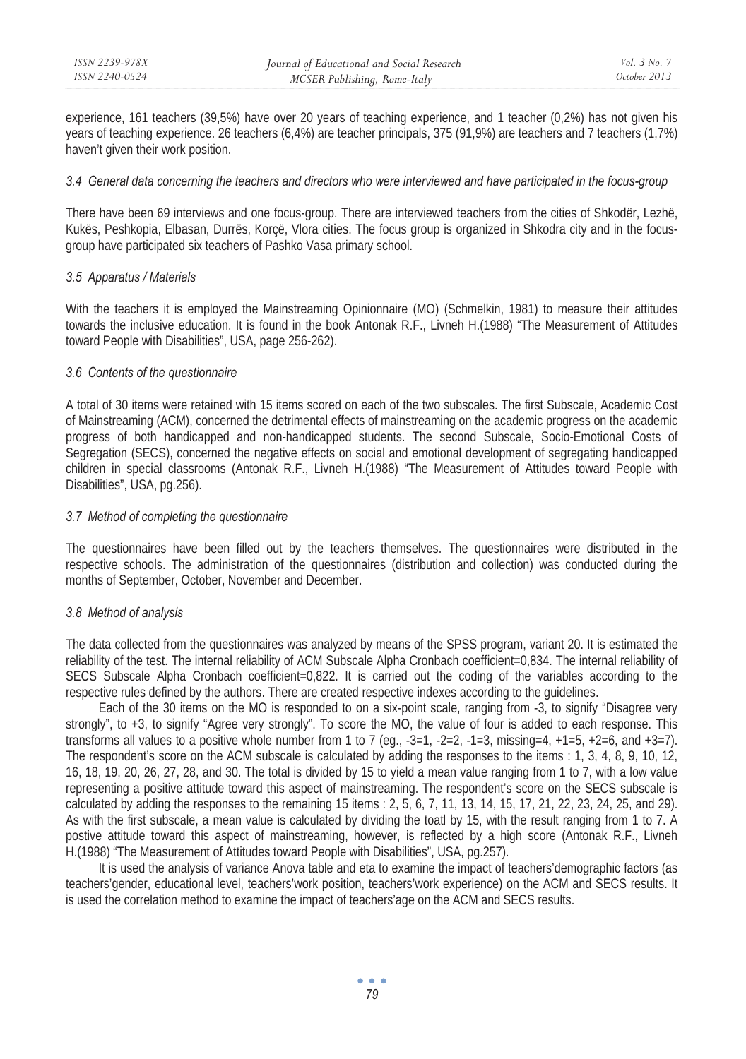experience, 161 teachers (39,5%) have over 20 years of teaching experience, and 1 teacher (0,2%) has not given his years of teaching experience. 26 teachers (6,4%) are teacher principals, 375 (91,9%) are teachers and 7 teachers (1,7%) haven't given their work position.

### *3.4 General data concerning the teachers and directors who were interviewed and have participated in the focus-group*

There have been 69 interviews and one focus-group. There are interviewed teachers from the cities of Shkodër, Lezhë, Kukës, Peshkopia, Elbasan, Durrës, Korçë, Vlora cities. The focus group is organized in Shkodra city and in the focus-group have participated six teachers of Pashko Vasa primary school.

### *3.5 Apparatus / Materials*

With the teachers it is employed the Mainstreaming Opinionnaire (MO) (Schmelkin, 1981) to measure their attitudes towards the inclusive education. It is found in the book Antonak R.F., Livneh H.(1988) "The Measurement of Attitudes toward People with Disabilities", USA, page 256-262).

### *3.6 Contents of the questionnaire*

A total of 30 items were retained with 15 items scored on each of the two subscales. The first Subscale, Academic Cost of Mainstreaming (ACM), concerned the detrimental effects of mainstreaming on the academic progress on the academic progress of both handicapped and non-handicapped students. The second Subscale, Socio-Emotional Costs of Segregation (SECS), concerned the negative effects on social and emotional development of segregating handicapped children in special classrooms (Antonak R.F., Livneh H.(1988) "The Measurement of Attitudes toward People with Disabilities", USA, pg.256).

### *3.7 Method of completing the questionnaire*

The questionnaires have been filled out by the teachers themselves. The questionnaires were distributed in the respective schools. The administration of the questionnaires (distribution and collection) was conducted during the months of September, October, November and December.

### *3.8 Method of analysis*

The data collected from the questionnaires was analyzed by means of the SPSS program, variant 20. It is estimated the reliability of the test. The internal reliability of ACM Subscale Alpha Cronbach coefficient=0,834. The internal reliability of SECS Subscale Alpha Cronbach coefficient=0,822. It is carried out the coding of the variables according to the respective rules defined by the authors. There are created respective indexes according to the guidelines.

Each of the 30 items on the MO is responded to on a six-point scale, ranging from -3, to signify "Disagree very strongly", to +3, to signify "Agree very strongly". To score the MO, the value of four is added to each response. This transforms all values to a positive whole number from 1 to 7 (eg., -3=1, -2=2, -1=3, missing=4, +1=5, +2=6, and +3=7). The respondent's score on the ACM subscale is calculated by adding the responses to the items : 1, 3, 4, 8, 9, 10, 12, 16, 18, 19, 20, 26, 27, 28, and 30. The total is divided by 15 to yield a mean value ranging from 1 to 7, with a low value representing a positive attitude toward this aspect of mainstreaming. The respondent's score on the SECS subscale is calculated by adding the responses to the remaining 15 items : 2, 5, 6, 7, 11, 13, 14, 15, 17, 21, 22, 23, 24, 25, and 29). As with the first subscale, a mean value is calculated by dividing the toatl by 15, with the result ranging from 1 to 7. A postive attitude toward this aspect of mainstreaming, however, is reflected by a high score (Antonak R.F., Livneh H.(1988) "The Measurement of Attitudes toward People with Disabilities", USA, pg.257).

It is used the analysis of variance Anova table and eta to examine the impact of teachers'demographic factors (as teachers'gender, educational level, teachers'work position, teachers'work experience) on the ACM and SECS results. It is used the correlation method to examine the impact of teachers'age on the ACM and SECS results.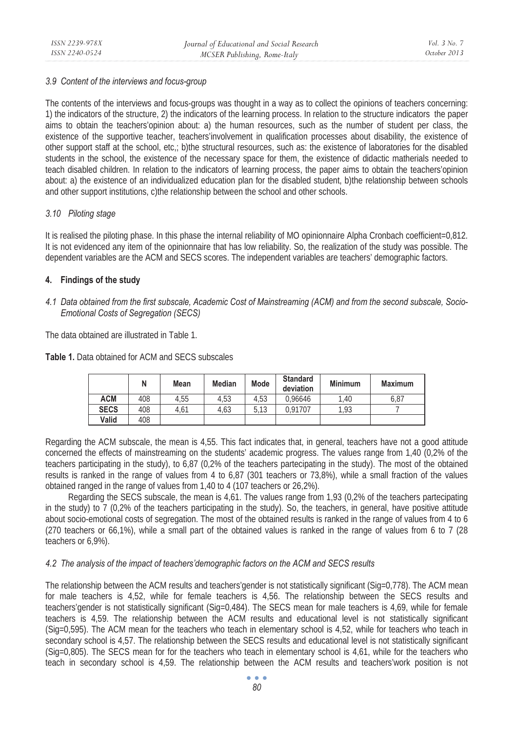### 3.9 *Content of the interviews and focus-group*

The contents of the interviews and focus-groups was thought in a way as to collect the opinions of teachers concerning: 1) the indicators of the structure, 2) the indicators of the learning process. In relation to the structure indicators the paper aims to obtain the teachers'opinion about: a) the human resources, such as the number of student per class, the existence of the supportive teacher, teachers'involvement in qualification processes about disability, the existence of other support staff at the school, etc,; b)the structural resources, such as: the existence of laboratories for the disabled students in the school, the existence of the necessary space for them, the existence of didactic matherials needed to teach disabled children. In relation to the indicators of learning process, the paper aims to obtain the teachers'opinion about: a) the existence of an individualized education plan for the disabled student, b)the relationship between schools and other support institutions, c)the relationship between the school and other schools.

### 3.10 *Piloting stage*

It is realised the piloting phase. In this phase the internal reliability of MO opinionnaire Alpha Cronbach coefficient=0,812. It is not evidenced any item of the opinionnaire that has low reliability. So, the realization of the study was possible. The dependent variables are the ACM and SECS scores. The independent variables are teachers' demographic factors.

## 4. Findings of the study

### 4.1 *Data obtained from the first subscale, Academic Cost of Mainstreaming (ACM) and from the second subscale, Socio-Emotional Costs of Segregation (SECS)*

The data obtained are illustrated in Table 1.

**Table 1.** Data obtained for ACM and SECS subscales

| | N | Mean | Median | Mode | Standard deviation | Minimum | Maximum |
|---|---|---|---|---|---|---|---|
| **ACM** | 408 | 4,55 | 4,53 | 4,53 | 0,96646 | 1,40 | 6,87 |
| **SECS** | 408 | 4,61 | 4,63 | 5,13 | 0,91707 | 1,93 | 7 |
| **Valid** | 408 | | | | | | |

Regarding the ACM subscale, the mean is 4,55. This fact indicates that, in general, teachers have not a good attitude concerned the effects of mainstreaming on the students' academic progress. The values range from 1,40 (0,2% of the teachers participating in the study), to 6,87 (0,2% of the teachers partecipating in the study). The most of the obtained results is ranked in the range of values from 4 to 6,87 (301 teachers or 73,8%), while a small fraction of the values obtained ranged in the range of values from 1,40 to 4 (107 teachers or 26,2%).

Regarding the SECS subscale, the mean is 4,61. The values range from 1,93 (0,2% of the teachers partecipating in the study) to 7 (0,2% of the teachers participating in the study). So, the teachers, in general, have positive attitude about socio-emotional costs of segregation. The most of the obtained results is ranked in the range of values from 4 to 6 (270 teachers or 66,1%), while a small part of the obtained values is ranked in the range of values from 6 to 7 (28 teachers or 6,9%).

### 4.2 *The analysis of the impact of teachers'demographic factors on the ACM and SECS results*

The relationship between the ACM results and teachers'gender is not statistically significant (Sig=0,778). The ACM mean for male teachers is 4,52, while for female teachers is 4,56. The relationship between the SECS results and teachers'gender is not statistically significant (Sig=0,484). The SECS mean for male teachers is 4,69, while for female teachers is 4,59. The relationship between the ACM results and educational level is not statistically significant (Sig=0,595). The ACM mean for the teachers who teach in elementary school is 4,52, while for teachers who teach in secondary school is 4,57. The relationship between the SECS results and educational level is not statistically significant (Sig=0,805). The SECS mean for for the teachers who teach in elementary school is 4,61, while for the teachers who teach in secondary school is 4,59. The relationship between the ACM results and teachers'work position is not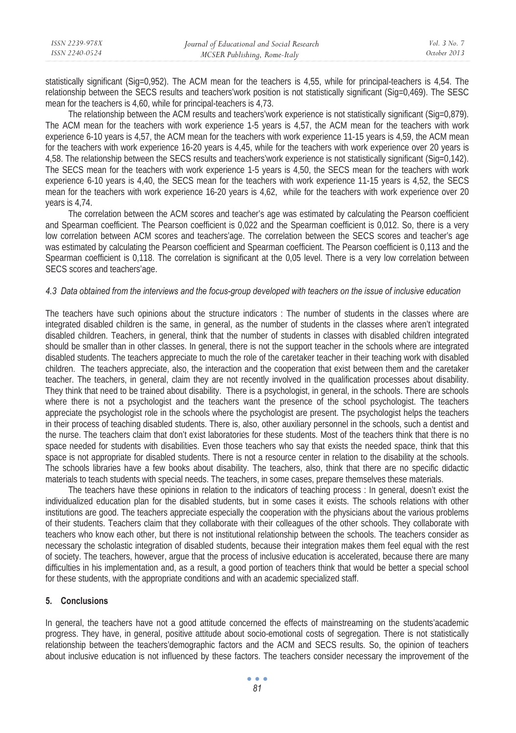statistically significant (Sig=0,952). The ACM mean for the teachers is 4,55, while for principal-teachers is 4,54. The relationship between the SECS results and teachers'work position is not statistically significant (Sig=0,469). The SESC mean for the teachers is 4,60, while for principal-teachers is 4,73.

The relationship between the ACM results and teachers'work experience is not statistically significant (Sig=0,879). The ACM mean for the teachers with work experience 1-5 years is 4,57, the ACM mean for the teachers with work experience 6-10 years is 4,57, the ACM mean for the teachers with work experience 11-15 years is 4,59, the ACM mean for the teachers with work experience 16-20 years is 4,45, while for the teachers with work experience over 20 years is 4,58. The relationship between the SECS results and teachers'work experience is not statistically significant (Sig=0,142). The SECS mean for the teachers with work experience 1-5 years is 4,50, the SECS mean for the teachers with work experience 6-10 years is 4,40, the SECS mean for the teachers with work experience 11-15 years is 4,52, the SECS mean for the teachers with work experience 16-20 years is 4,62, while for the teachers with work experience over 20 years is 4,74.

The correlation between the ACM scores and teacher's age was estimated by calculating the Pearson coefficient and Spearman coefficient. The Pearson coefficient is 0,022 and the Spearman coefficient is 0,012. So, there is a very low correlation between ACM scores and teachers'age. The correlation between the SECS scores and teacher's age was estimated by calculating the Pearson coefficient and Spearman coefficient. The Pearson coefficient is 0,113 and the Spearman coefficient is 0,118. The correlation is significant at the 0,05 level. There is a very low correlation between SECS scores and teachers'age.

### *4.3 Data obtained from the interviews and the focus-group developed with teachers on the issue of inclusive education*

The teachers have such opinions about the structure indicators : The number of students in the classes where are integrated disabled children is the same, in general, as the number of students in the classes where aren't integrated disabled children. Teachers, in general, think that the number of students in classes with disabled children integrated should be smaller than in other classes. In general, there is not the support teacher in the schools where are integrated disabled students. The teachers appreciate to much the role of the caretaker teacher in their teaching work with disabled children. The teachers appreciate, also, the interaction and the cooperation that exist between them and the caretaker teacher. The teachers, in general, claim they are not recently involved in the qualification processes about disability. They think that need to be trained about disability. There is a psychologist, in general, in the schools. There are schools where there is not a psychologist and the teachers want the presence of the school psychologist. The teachers appreciate the psychologist role in the schools where the psychologist are present. The psychologist helps the teachers in their process of teaching disabled students. There is, also, other auxiliary personnel in the schools, such a dentist and the nurse. The teachers claim that don't exist laboratories for these students. Most of the teachers think that there is no space needed for students with disabilities. Even those teachers who say that exists the needed space, think that this space is not appropriate for disabled students. There is not a resource center in relation to the disability at the schools. The schools libraries have a few books about disability. The teachers, also, think that there are no specific didactic materials to teach students with special needs. The teachers, in some cases, prepare themselves these materials.

The teachers have these opinions in relation to the indicators of teaching process : In general, doesn't exist the individualized education plan for the disabled students, but in some cases it exists. The schools relations with other institutions are good. The teachers appreciate especially the cooperation with the physicians about the various problems of their students. Teachers claim that they collaborate with their colleagues of the other schools. They collaborate with teachers who know each other, but there is not institutional relationship between the schools. The teachers consider as necessary the scholastic integration of disabled students, because their integration makes them feel equal with the rest of society. The teachers, however, argue that the process of inclusive education is accelerated, because there are many difficulties in his implementation and, as a result, a good portion of teachers think that would be better a special school for these students, with the appropriate conditions and with an academic specialized staff.

## 5. Conclusions

In general, the teachers have not a good attitude concerned the effects of mainstreaming on the students'academic progress. They have, in general, positive attitude about socio-emotional costs of segregation. There is not statistically relationship between the teachers'demographic factors and the ACM and SECS results. So, the opinion of teachers about inclusive education is not influenced by these factors. The teachers consider necessary the improvement of the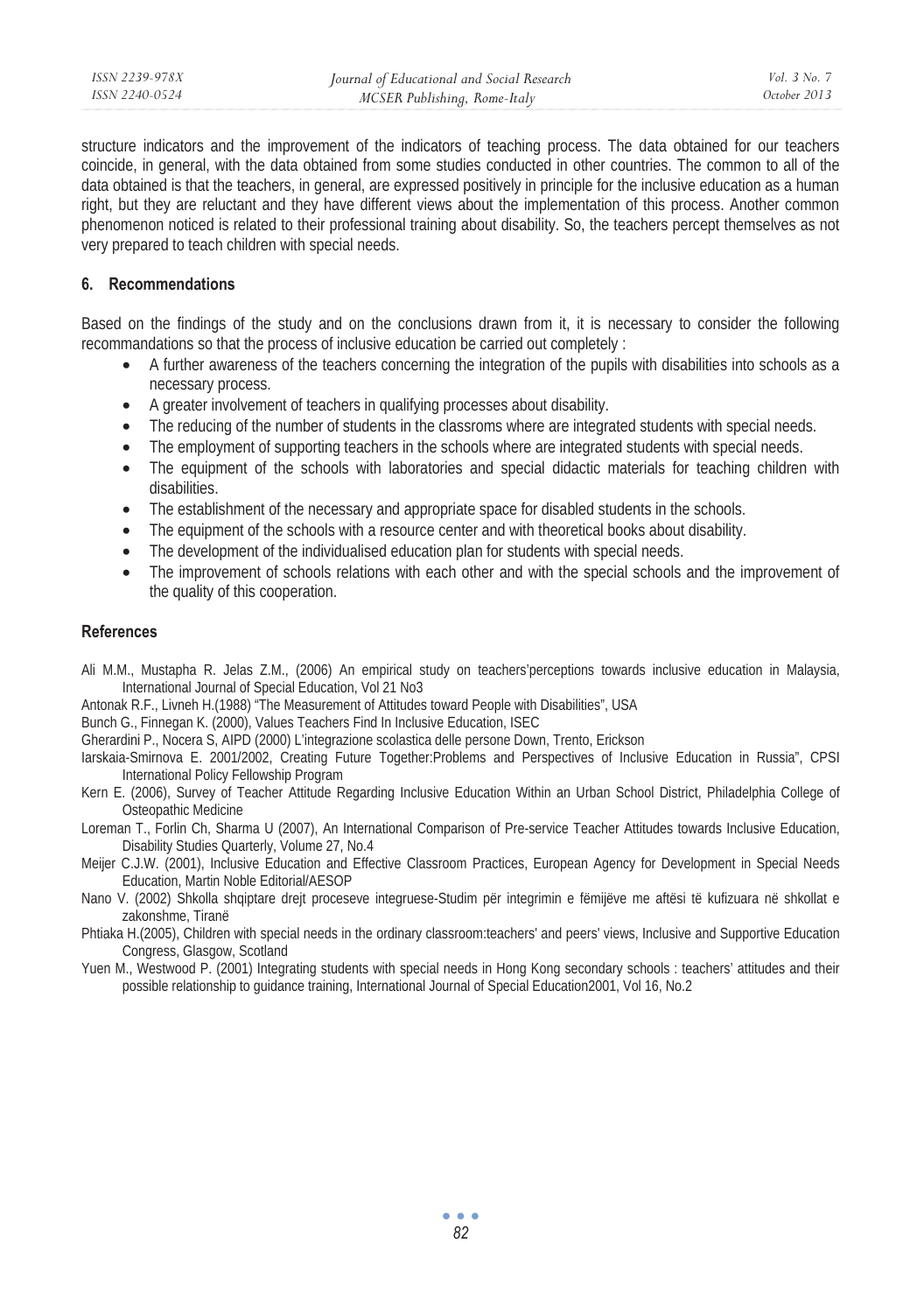structure indicators and the improvement of the indicators of teaching process. The data obtained for our teachers coincide, in general, with the data obtained from some studies conducted in other countries. The common to all of the data obtained is that the teachers, in general, are expressed positively in principle for the inclusive education as a human right, but they are reluctant and they have different views about the implementation of this process. Another common phenomenon noticed is related to their professional training about disability. So, the teachers percept themselves as not very prepared to teach children with special needs.

## 6. Recommendations

Based on the findings of the study and on the conclusions drawn from it, it is necessary to consider the following recommandations so that the process of inclusive education be carried out completely :

- A further awareness of the teachers concerning the integration of the pupils with disabilities into schools as a necessary process.
- A greater involvement of teachers in qualifying processes about disability.
- The reducing of the number of students in the classroms where are integrated students with special needs.
- The employment of supporting teachers in the schools where are integrated students with special needs.
- The equipment of the schools with laboratories and special didactic materials for teaching children with disabilities.
- The establishment of the necessary and appropriate space for disabled students in the schools.
- The equipment of the schools with a resource center and with theoretical books about disability.
- The development of the individualised education plan for students with special needs.
- The improvement of schools relations with each other and with the special schools and the improvement of the quality of this cooperation.

## References

Ali M.M., Mustapha R. Jelas Z.M., (2006) An empirical study on teachers'perceptions towards inclusive education in Malaysia, International Journal of Special Education, Vol 21 No3

Antonak R.F., Livneh H.(1988) "The Measurement of Attitudes toward People with Disabilities", USA

Bunch G., Finnegan K. (2000), Values Teachers Find In Inclusive Education, ISEC

Gherardini P., Nocera S, AIPD (2000) L'integrazione scolastica delle persone Down, Trento, Erickson

Iarskaia-Smirnova E. 2001/2002, Creating Future Together:Problems and Perspectives of Inclusive Education in Russia", CPSI International Policy Fellowship Program

Kern E. (2006), Survey of Teacher Attitude Regarding Inclusive Education Within an Urban School District, Philadelphia College of Osteopathic Medicine

Loreman T., Forlin Ch, Sharma U (2007), An International Comparison of Pre-service Teacher Attitudes towards Inclusive Education, Disability Studies Quarterly, Volume 27, No.4

Meijer C.J.W. (2001), Inclusive Education and Effective Classroom Practices, European Agency for Development in Special Needs Education, Martin Noble Editorial/AESOP

Nano V. (2002) Shkolla shqiptare drejt proceseve integruese-Studim për integrimin e fëmijëve me aftësi të kufizuara në shkollat e zakonshme, Tiranë

Phtiaka H.(2005), Children with special needs in the ordinary classroom:teachers' and peers' views, Inclusive and Supportive Education Congress, Glasgow, Scotland

Yuen M., Westwood P. (2001) Integrating students with special needs in Hong Kong secondary schools : teachers' attitudes and their possible relationship to guidance training, International Journal of Special Education2001, Vol 16, No.2